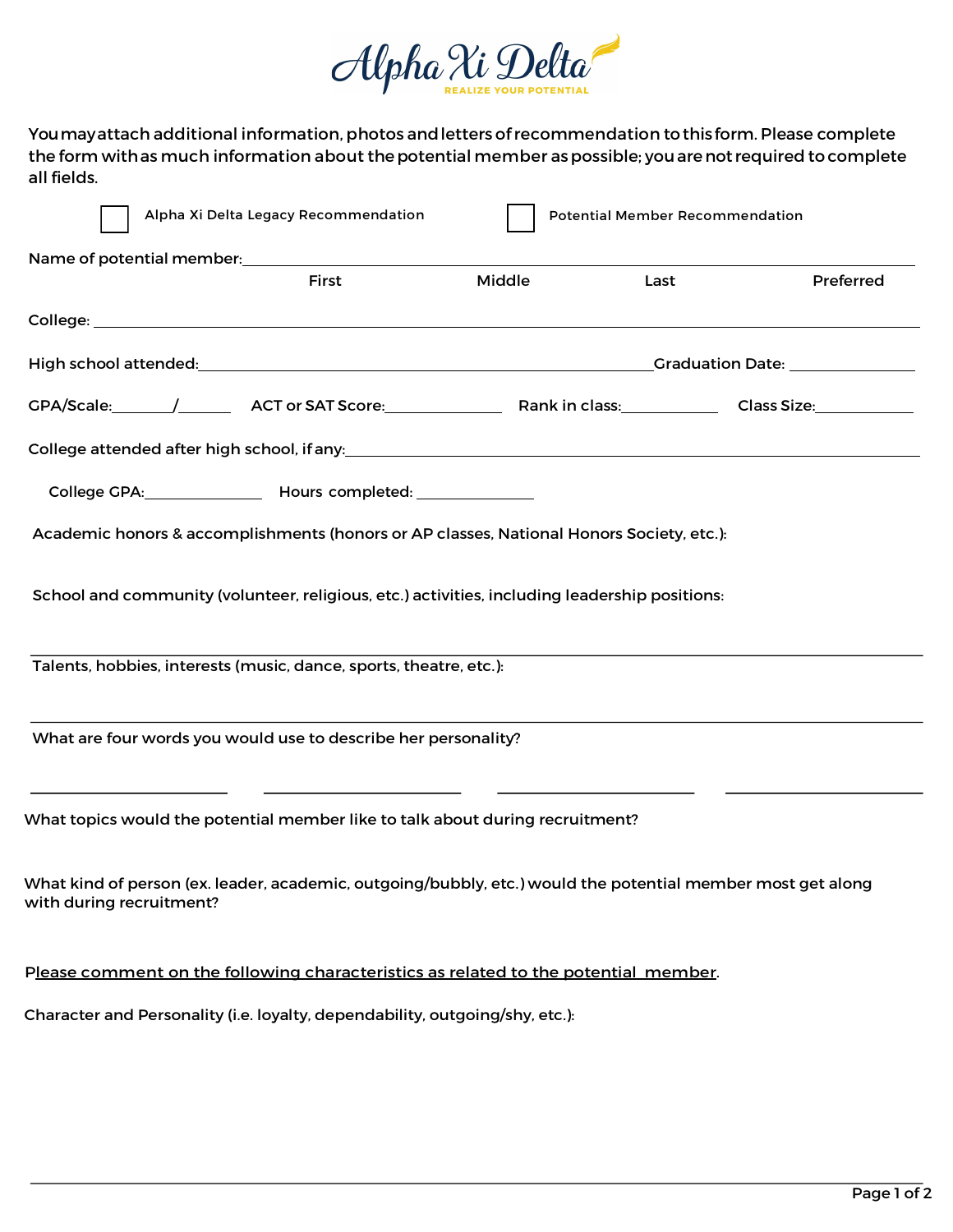# Alpha Xi Delta

REALIZE YOUR POTENTIAL

You may attach additional information, photos and letters of recommendation to this form. Please complete the form with as much information about the potential member as possible; you are not required to complete all fields.

☐ Alpha Xi Delta Legacy Recommendation ☐ Potential Member Recommendation

Name of potential member: ______________________________________________

First Middle Last Preferred

College: ______________________________________________

High school attended: ______________________________ Graduation Date: __________

GPA/Scale: ______/______ ACT or SAT Score: __________ Rank in class: __________ Class Size: __________

College attended after high school, if any: ______________________________________________

College GPA: __________ Hours completed: __________

Academic honors & accomplishments (honors or AP classes, National Honors Society, etc.):

School and community (volunteer, religious, etc.) activities, including leadership positions:

______________________________________________

Talents, hobbies, interests (music, dance, sports, theatre, etc.):

______________________________________________

What are four words you would use to describe her personality?

__________ __________ __________ __________

What topics would the potential member like to talk about during recruitment?

What kind of person (ex. leader, academic, outgoing/bubbly, etc.) would the potential member most get along with during recruitment?

Please comment on the following characteristics as related to the potential member.

Character and Personality (i.e. loyalty, dependability, outgoing/shy, etc.):

______________________________________________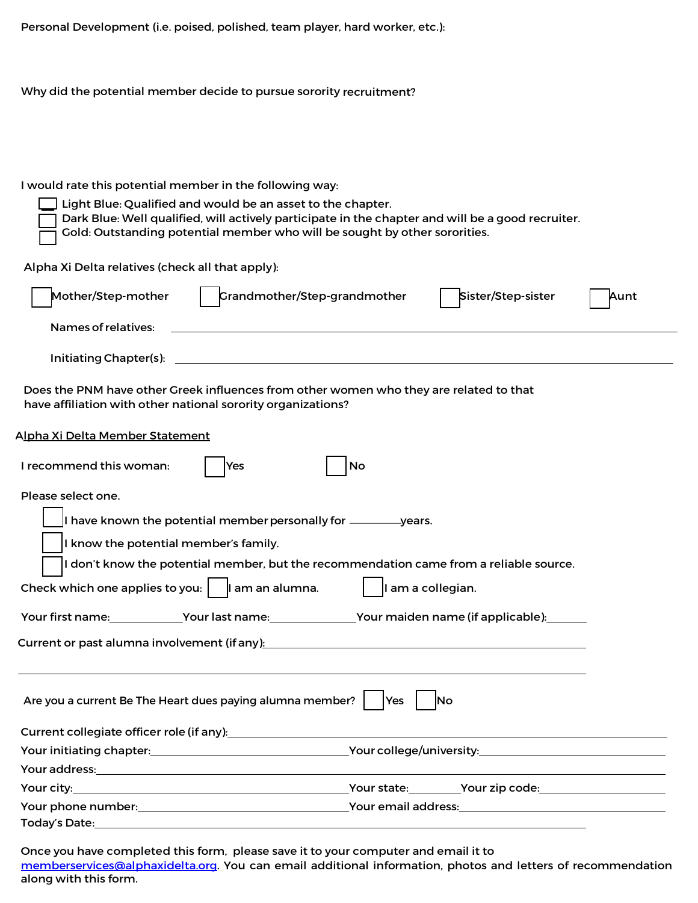Personal Development (i.e. poised, polished, team player, hard worker, etc.):

Why did the potential member decide to pursue sorority recruitment?

I would rate this potential member in the following way:

- ☐ Light Blue: Qualified and would be an asset to the chapter.
- ☐ Dark Blue: Well qualified, will actively participate in the chapter and will be a good recruiter.
- ☐ Gold: Outstanding potential member who will be sought by other sororities.

Alpha Xi Delta relatives (check all that apply):

☐ Mother/Step-mother ☐ Grandmother/Step-grandmother ☐ Sister/Step-sister ☐ Aunt

Names of relatives: ______________________________

Initiating Chapter(s): ______________________________

Does the PNM have other Greek influences from other women who they are related to that have affiliation with other national sorority organizations?

Alpha Xi Delta Member Statement

I recommend this woman: ☐ Yes ☐ No

Please select one.

- ☐ I have known the potential member personally for ________ years.
- ☐ I know the potential member's family.
- ☐ I don't know the potential member, but the recommendation came from a reliable source.

Check which one applies to you: ☐ I am an alumna. ☐ I am a collegian.

Your first name:__________ Your last name:__________ Your maiden name (if applicable):__________

Current or past alumna involvement (if any):______________________________

______________________________

Are you a current Be The Heart dues paying alumna member? ☐ Yes ☐ No

Current collegiate officer role (if any):______________________________

Your initiating chapter:__________________ Your college/university:__________________

Your address:______________________________

Your city:__________________ Your state:__________ Your zip code:__________

Your phone number:__________________ Your email address:__________________

Today's Date:______________________________

Once you have completed this form, please save it to your computer and email it to memberservices@alphaxidelta.org. You can email additional information, photos and letters of recommendation along with this form.